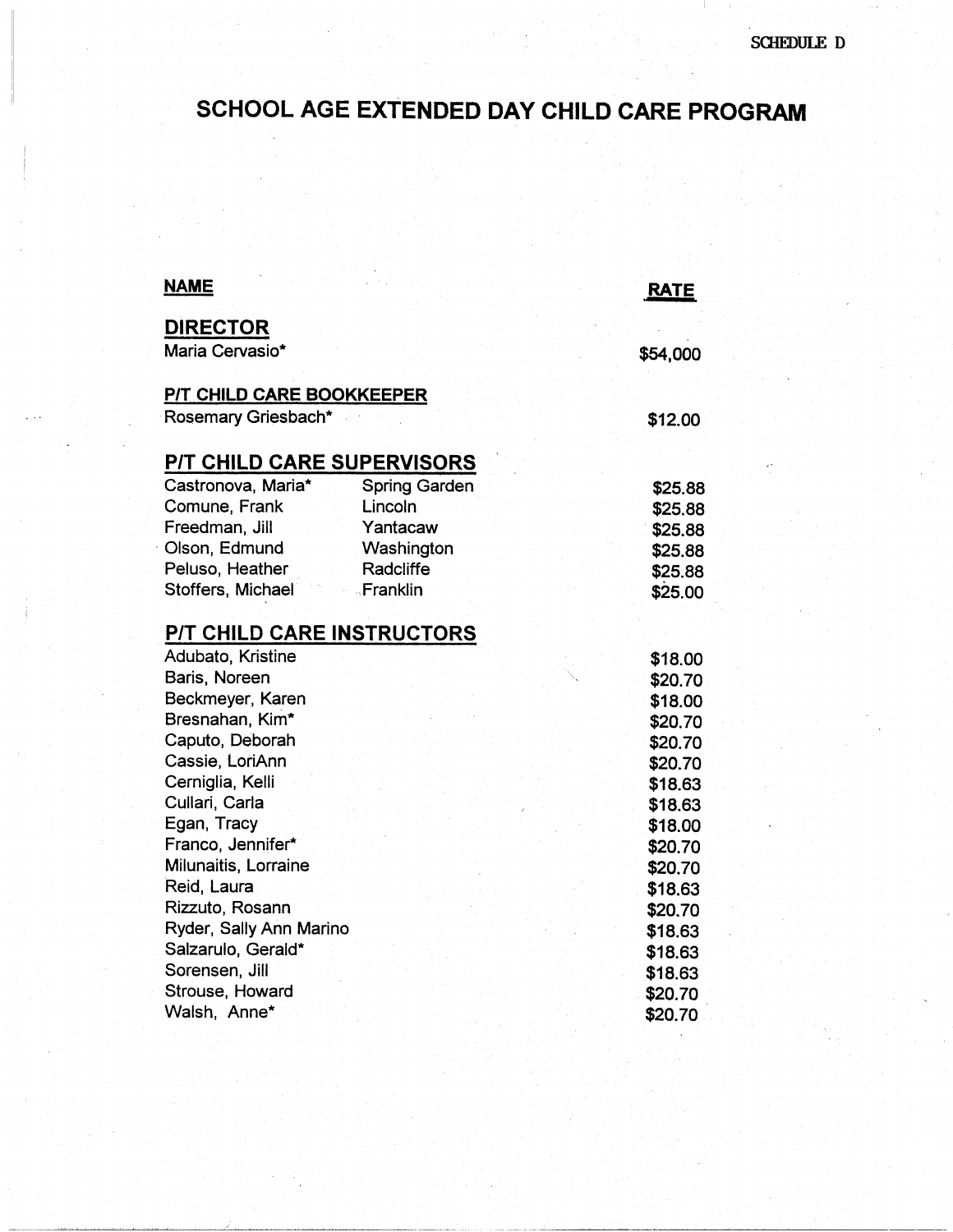SCHEDULE D

# SCHOOL AGE EXTENDED DAY CHILD CARE PROGRAM

| NAME | | RATE |
|---|---|---|
| **DIRECTOR** | | |
| Maria Cervasio* | | $54,000 |
| **P/T CHILD CARE BOOKKEEPER** | | |
| Rosemary Griesbach* | | $12.00 |
| **P/T CHILD CARE SUPERVISORS** | | |
| Castronova, Maria* | Spring Garden | $25.88 |
| Comune, Frank | Lincoln | $25.88 |
| Freedman, Jill | Yantacaw | $25.88 |
| Olson, Edmund | Washington | $25.88 |
| Peluso, Heather | Radcliffe | $25.88 |
| Stoffers, Michael | Franklin | $25.00 |
| **P/T CHILD CARE INSTRUCTORS** | | |
| Adubato, Kristine | | $18.00 |
| Baris, Noreen | | $20.70 |
| Beckmeyer, Karen | | $18.00 |
| Bresnahan, Kim* | | $20.70 |
| Caputo, Deborah | | $20.70 |
| Cassie, LoriAnn | | $20.70 |
| Cerniglia, Kelli | | $18.63 |
| Cullari, Carla | | $18.63 |
| Egan, Tracy | | $18.00 |
| Franco, Jennifer* | | $20.70 |
| Milunaitis, Lorraine | | $20.70 |
| Reid, Laura | | $18.63 |
| Rizzuto, Rosann | | $20.70 |
| Ryder, Sally Ann Marino | | $18.63 |
| Salzarulo, Gerald* | | $18.63 |
| Sorensen, Jill | | $18.63 |
| Strouse, Howard | | $20.70 |
| Walsh, Anne* | | $20.70 |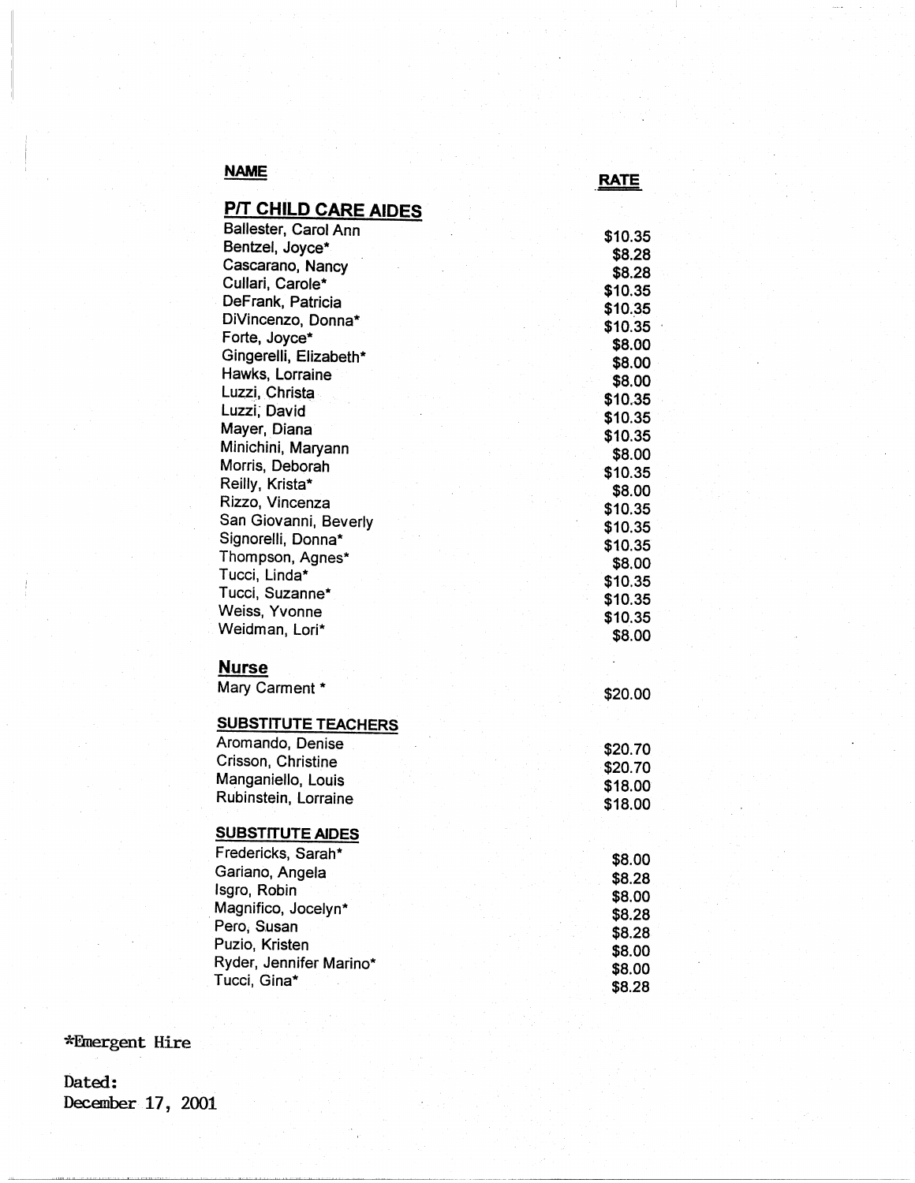| NAME | RATE |
| --- | --- |
| **P/T CHILD CARE AIDES** | |
| Ballester, Carol Ann | $10.35 |
| Bentzel, Joyce* | $8.28 |
| Cascarano, Nancy | $8.28 |
| Cullari, Carole* | $10.35 |
| DeFrank, Patricia | $10.35 |
| DiVincenzo, Donna* | $10.35 |
| Forte, Joyce* | $8.00 |
| Gingerelli, Elizabeth* | $8.00 |
| Hawks, Lorraine | $8.00 |
| Luzzi, Christa | $10.35 |
| Luzzi, David | $10.35 |
| Mayer, Diana | $10.35 |
| Minichini, Maryann | $8.00 |
| Morris, Deborah | $10.35 |
| Reilly, Krista* | $8.00 |
| Rizzo, Vincenza | $10.35 |
| San Giovanni, Beverly | $10.35 |
| Signorelli, Donna* | $10.35 |
| Thompson, Agnes* | $8.00 |
| Tucci, Linda* | $10.35 |
| Tucci, Suzanne* | $10.35 |
| Weiss, Yvonne | $10.35 |
| Weidman, Lori* | $8.00 |
| **Nurse** | |
| Mary Carment * | $20.00 |
| **SUBSTITUTE TEACHERS** | |
| Aromando, Denise | $20.70 |
| Crisson, Christine | $20.70 |
| Manganiello, Louis | $18.00 |
| Rubinstein, Lorraine | $18.00 |
| **SUBSTITUTE AIDES** | |
| Fredericks, Sarah* | $8.00 |
| Gariano, Angela | $8.28 |
| Isgro, Robin | $8.00 |
| Magnifico, Jocelyn* | $8.28 |
| Pero, Susan | $8.28 |
| Puzio, Kristen | $8.00 |
| Ryder, Jennifer Marino* | $8.00 |
| Tucci, Gina* | $8.28 |

*Emergent Hire

Dated:
December 17, 2001